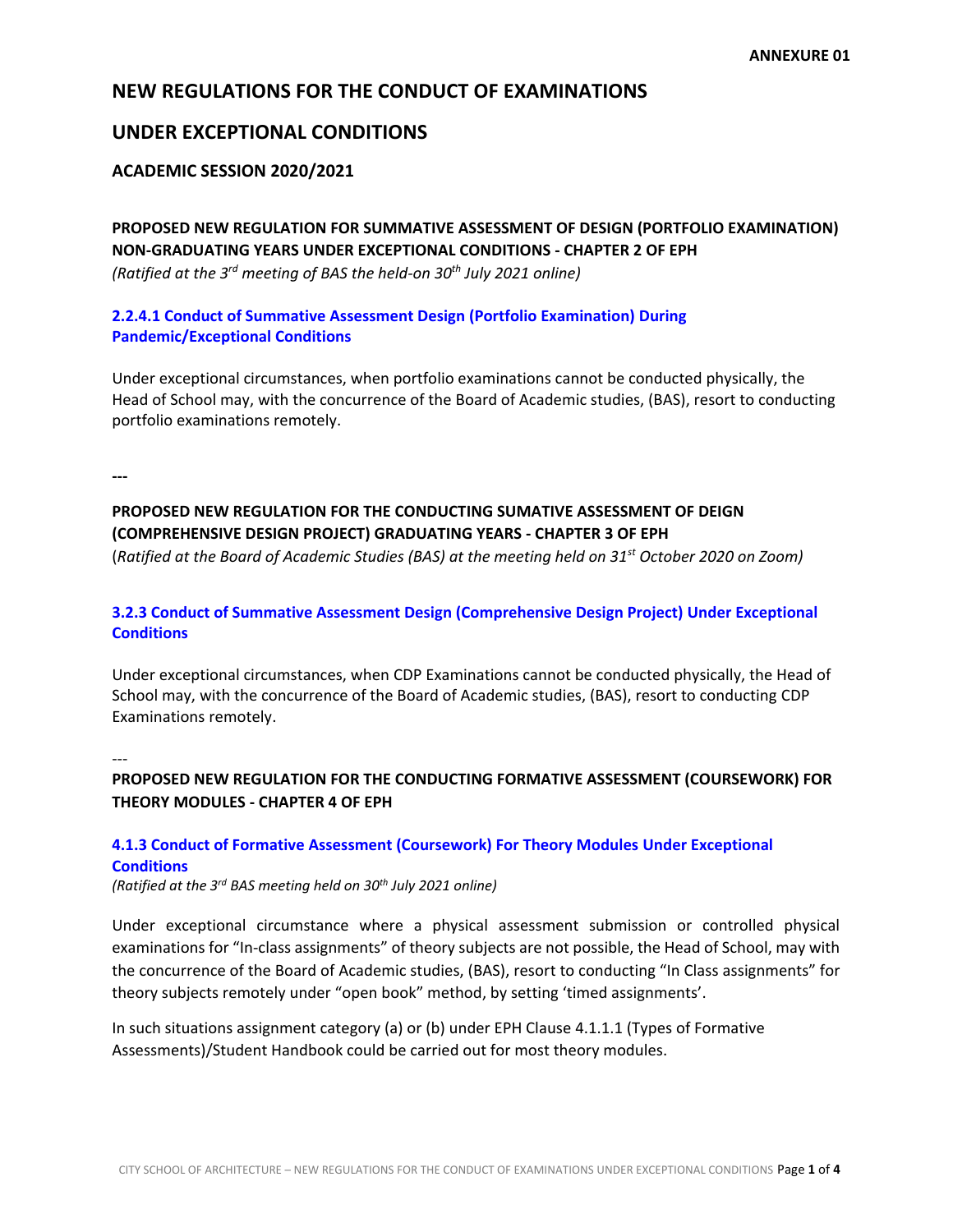**ANNEXURE 01**

# NEW REGULATIONS FOR THE CONDUCT OF EXAMINATIONS

# UNDER EXCEPTIONAL CONDITIONS

## ACADEMIC SESSION 2020/2021

**PROPOSED NEW REGULATION FOR SUMMATIVE ASSESSMENT OF DESIGN (PORTFOLIO EXAMINATION) NON-GRADUATING YEARS UNDER EXCEPTIONAL CONDITIONS - CHAPTER 2 OF EPH**
*(Ratified at the 3rd meeting of BAS the held-on 30th July 2021 online)*

### 2.2.4.1 Conduct of Summative Assessment Design (Portfolio Examination) During Pandemic/Exceptional Conditions

Under exceptional circumstances, when portfolio examinations cannot be conducted physically, the Head of School may, with the concurrence of the Board of Academic studies, (BAS), resort to conducting portfolio examinations remotely.

---

**PROPOSED NEW REGULATION FOR THE CONDUCTING SUMATIVE ASSESSMENT OF DEIGN (COMPREHENSIVE DESIGN PROJECT) GRADUATING YEARS - CHAPTER 3 OF EPH**
(*Ratified at the Board of Academic Studies (BAS) at the meeting held on 31st October 2020 on Zoom)*

### 3.2.3 Conduct of Summative Assessment Design (Comprehensive Design Project) Under Exceptional Conditions

Under exceptional circumstances, when CDP Examinations cannot be conducted physically, the Head of School may, with the concurrence of the Board of Academic studies, (BAS), resort to conducting CDP Examinations remotely.

---

**PROPOSED NEW REGULATION FOR THE CONDUCTING FORMATIVE ASSESSMENT (COURSEWORK) FOR THEORY MODULES - CHAPTER 4 OF EPH**

### 4.1.3 Conduct of Formative Assessment (Coursework) For Theory Modules Under Exceptional Conditions

*(Ratified at the 3rd BAS meeting held on 30th July 2021 online)*

Under exceptional circumstance where a physical assessment submission or controlled physical examinations for "In-class assignments" of theory subjects are not possible, the Head of School, may with the concurrence of the Board of Academic studies, (BAS), resort to conducting "In Class assignments" for theory subjects remotely under "open book" method, by setting 'timed assignments'.

In such situations assignment category (a) or (b) under EPH Clause 4.1.1.1 (Types of Formative Assessments)/Student Handbook could be carried out for most theory modules.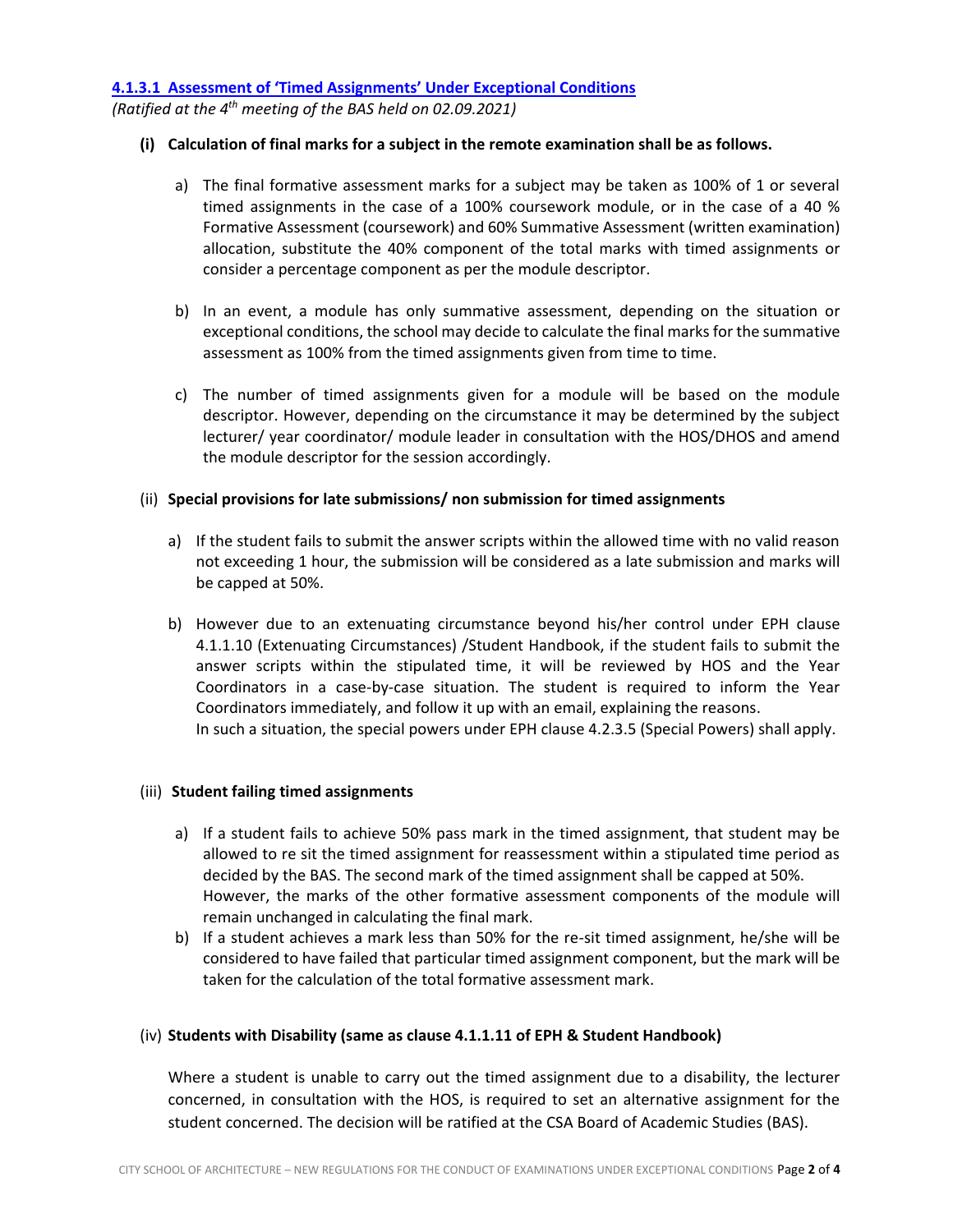### 4.1.3.1 Assessment of 'Timed Assignments' Under Exceptional Conditions

*(Ratified at the 4th meeting of the BAS held on 02.09.2021)*

**(i) Calculation of final marks for a subject in the remote examination shall be as follows.**

a) The final formative assessment marks for a subject may be taken as 100% of 1 or several timed assignments in the case of a 100% coursework module, or in the case of a 40 % Formative Assessment (coursework) and 60% Summative Assessment (written examination) allocation, substitute the 40% component of the total marks with timed assignments or consider a percentage component as per the module descriptor.

b) In an event, a module has only summative assessment, depending on the situation or exceptional conditions, the school may decide to calculate the final marks for the summative assessment as 100% from the timed assignments given from time to time.

c) The number of timed assignments given for a module will be based on the module descriptor. However, depending on the circumstance it may be determined by the subject lecturer/ year coordinator/ module leader in consultation with the HOS/DHOS and amend the module descriptor for the session accordingly.

(ii) **Special provisions for late submissions/ non submission for timed assignments**

a) If the student fails to submit the answer scripts within the allowed time with no valid reason not exceeding 1 hour, the submission will be considered as a late submission and marks will be capped at 50%.

b) However due to an extenuating circumstance beyond his/her control under EPH clause 4.1.1.10 (Extenuating Circumstances) /Student Handbook, if the student fails to submit the answer scripts within the stipulated time, it will be reviewed by HOS and the Year Coordinators in a case-by-case situation. The student is required to inform the Year Coordinators immediately, and follow it up with an email, explaining the reasons.
In such a situation, the special powers under EPH clause 4.2.3.5 (Special Powers) shall apply.

(iii) **Student failing timed assignments**

a) If a student fails to achieve 50% pass mark in the timed assignment, that student may be allowed to re sit the timed assignment for reassessment within a stipulated time period as decided by the BAS. The second mark of the timed assignment shall be capped at 50%.
However, the marks of the other formative assessment components of the module will remain unchanged in calculating the final mark.

b) If a student achieves a mark less than 50% for the re-sit timed assignment, he/she will be considered to have failed that particular timed assignment component, but the mark will be taken for the calculation of the total formative assessment mark.

(iv) **Students with Disability (same as clause 4.1.1.11 of EPH & Student Handbook)**

Where a student is unable to carry out the timed assignment due to a disability, the lecturer concerned, in consultation with the HOS, is required to set an alternative assignment for the student concerned. The decision will be ratified at the CSA Board of Academic Studies (BAS).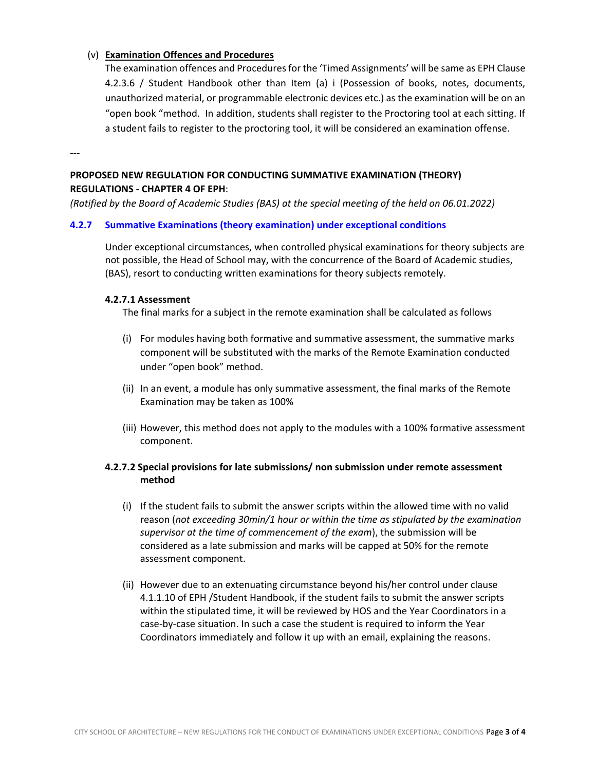(v) **Examination Offences and Procedures**

The examination offences and Procedures for the 'Timed Assignments' will be same as EPH Clause 4.2.3.6 / Student Handbook other than Item (a) i (Possession of books, notes, documents, unauthorized material, or programmable electronic devices etc.) as the examination will be on an "open book "method. In addition, students shall register to the Proctoring tool at each sitting. If a student fails to register to the proctoring tool, it will be considered an examination offense.

---

**PROPOSED NEW REGULATION FOR CONDUCTING SUMMATIVE EXAMINATION (THEORY) REGULATIONS - CHAPTER 4 OF EPH**:

*(Ratified by the Board of Academic Studies (BAS) at the special meeting of the held on 06.01.2022)*

### 4.2.7 Summative Examinations (theory examination) under exceptional conditions

Under exceptional circumstances, when controlled physical examinations for theory subjects are not possible, the Head of School may, with the concurrence of the Board of Academic studies, (BAS), resort to conducting written examinations for theory subjects remotely.

#### 4.2.7.1 Assessment

The final marks for a subject in the remote examination shall be calculated as follows

(i) For modules having both formative and summative assessment, the summative marks component will be substituted with the marks of the Remote Examination conducted under "open book" method.

(ii) In an event, a module has only summative assessment, the final marks of the Remote Examination may be taken as 100%

(iii) However, this method does not apply to the modules with a 100% formative assessment component.

#### 4.2.7.2 Special provisions for late submissions/ non submission under remote assessment method

(i) If the student fails to submit the answer scripts within the allowed time with no valid reason (*not exceeding 30min/1 hour or within the time as stipulated by the examination supervisor at the time of commencement of the exam*), the submission will be considered as a late submission and marks will be capped at 50% for the remote assessment component.

(ii) However due to an extenuating circumstance beyond his/her control under clause 4.1.1.10 of EPH /Student Handbook, if the student fails to submit the answer scripts within the stipulated time, it will be reviewed by HOS and the Year Coordinators in a case-by-case situation. In such a case the student is required to inform the Year Coordinators immediately and follow it up with an email, explaining the reasons.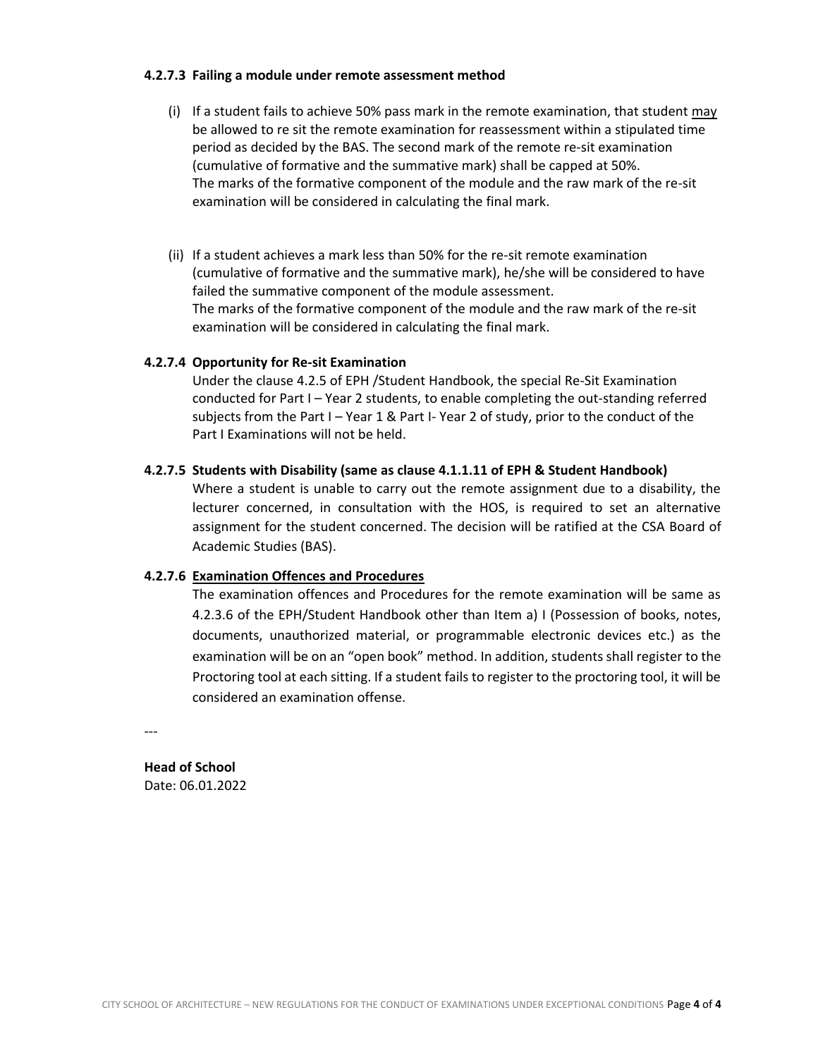#### 4.2.7.3 Failing a module under remote assessment method

(i) If a student fails to achieve 50% pass mark in the remote examination, that student <u>may</u> be allowed to re sit the remote examination for reassessment within a stipulated time period as decided by the BAS. The second mark of the remote re-sit examination (cumulative of formative and the summative mark) shall be capped at 50%. The marks of the formative component of the module and the raw mark of the re-sit examination will be considered in calculating the final mark.

(ii) If a student achieves a mark less than 50% for the re-sit remote examination (cumulative of formative and the summative mark), he/she will be considered to have failed the summative component of the module assessment. The marks of the formative component of the module and the raw mark of the re-sit examination will be considered in calculating the final mark.

#### 4.2.7.4 Opportunity for Re-sit Examination

Under the clause 4.2.5 of EPH /Student Handbook, the special Re-Sit Examination conducted for Part I – Year 2 students, to enable completing the out-standing referred subjects from the Part I – Year 1 & Part I- Year 2 of study, prior to the conduct of the Part I Examinations will not be held.

#### 4.2.7.5 Students with Disability (same as clause 4.1.1.11 of EPH & Student Handbook)

Where a student is unable to carry out the remote assignment due to a disability, the lecturer concerned, in consultation with the HOS, is required to set an alternative assignment for the student concerned. The decision will be ratified at the CSA Board of Academic Studies (BAS).

#### 4.2.7.6 <u>Examination Offences and Procedures</u>

The examination offences and Procedures for the remote examination will be same as 4.2.3.6 of the EPH/Student Handbook other than Item a) I (Possession of books, notes, documents, unauthorized material, or programmable electronic devices etc.) as the examination will be on an "open book" method. In addition, students shall register to the Proctoring tool at each sitting. If a student fails to register to the proctoring tool, it will be considered an examination offense.

---

**Head of School**
Date: 06.01.2022